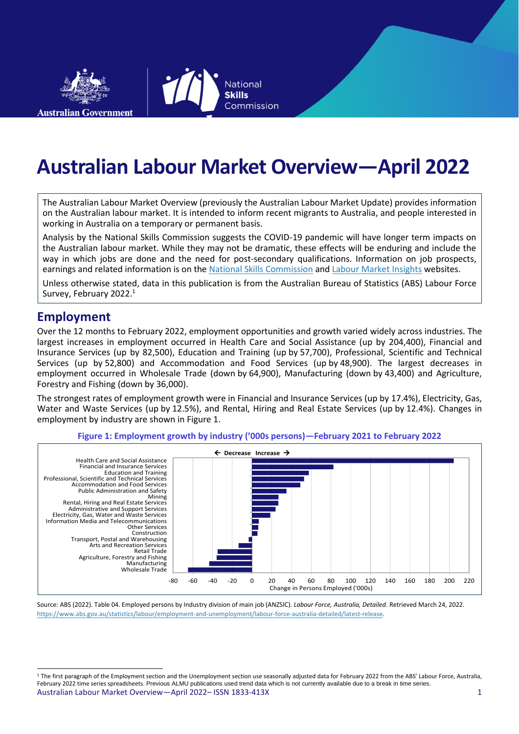# Australian Labour Market Overview—April 2022

The Australian Labour Market Overview (previously the Australian Labour Market Update) provides information on the Australian labour market. It is intended to inform recent migrants to Australia, and people interested in working in Australia on a temporary or permanent basis.

Analysis by the National Skills Commission suggests the COVID-19 pandemic will have longer term impacts on the Australian labour market. While they may not be dramatic, these effects will be enduring and include the way in which jobs are done and the need for post-secondary qualifications. Information on job prospects, earnings and related information is on the National Skills Commission and Labour Market Insights websites.

Unless otherwise stated, data in this publication is from the Australian Bureau of Statistics (ABS) Labour Force Survey, February 2022.[1]

## Employment

Over the 12 months to February 2022, employment opportunities and growth varied widely across industries. The largest increases in employment occurred in Health Care and Social Assistance (up by 204,400), Financial and Insurance Services (up by 82,500), Education and Training (up by 57,700), Professional, Scientific and Technical Services (up by 52,800) and Accommodation and Food Services (up by 48,900). The largest decreases in employment occurred in Wholesale Trade (down by 64,900), Manufacturing (down by 43,400) and Agriculture, Forestry and Fishing (down by 36,000).

The strongest rates of employment growth were in Financial and Insurance Services (up by 17.4%), Electricity, Gas, Water and Waste Services (up by 12.5%), and Rental, Hiring and Real Estate Services (up by 12.4%). Changes in employment by industry are shown in Figure 1.

**Figure 1: Employment growth by industry ('000s persons)—February 2021 to February 2022**

Source: ABS (2022). Table 04. Employed persons by Industry division of main job (ANZSIC). *Labour Force, Australia, Detailed*. Retrieved March 24, 2022. https://www.abs.gov.au/statistics/labour/employment-and-unemployment/labour-force-australia-detailed/latest-release.

[1] The first paragraph of the Employment section and the Unemployment section use seasonally adjusted data for February 2022 from the ABS' Labour Force, Australia, February 2022 time series spreadsheets. Previous ALMU publications used trend data which is not currently available due to a break in time series.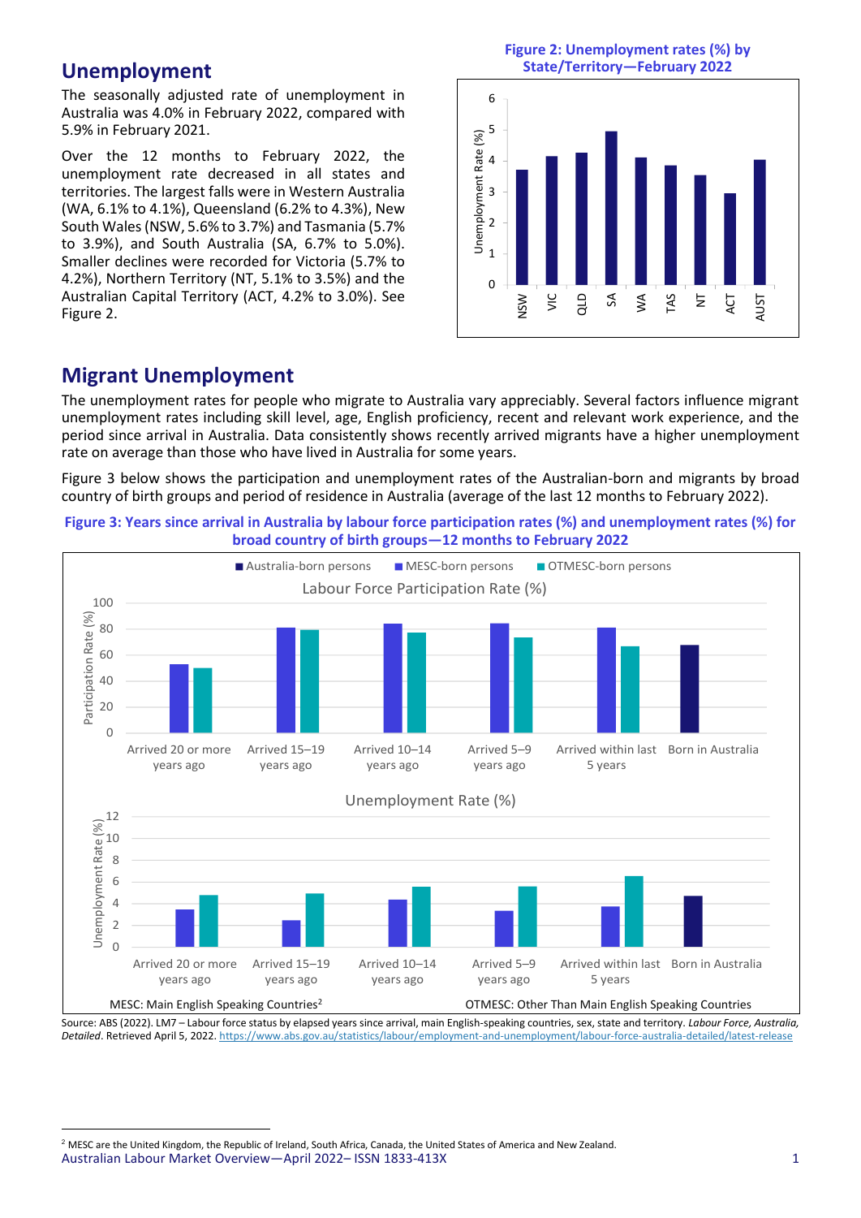## Unemployment

The seasonally adjusted rate of unemployment in Australia was 4.0% in February 2022, compared with 5.9% in February 2021.

Over the 12 months to February 2022, the unemployment rate decreased in all states and territories. The largest falls were in Western Australia (WA, 6.1% to 4.1%), Queensland (6.2% to 4.3%), New South Wales (NSW, 5.6% to 3.7%) and Tasmania (5.7% to 3.9%), and South Australia (SA, 6.7% to 5.0%). Smaller declines were recorded for Victoria (5.7% to 4.2%), Northern Territory (NT, 5.1% to 3.5%) and the Australian Capital Territory (ACT, 4.2% to 3.0%). See Figure 2.

**Figure 2: Unemployment rates (%) by State/Territory—February 2022**

## Migrant Unemployment

The unemployment rates for people who migrate to Australia vary appreciably. Several factors influence migrant unemployment rates including skill level, age, English proficiency, recent and relevant work experience, and the period since arrival in Australia. Data consistently shows recently arrived migrants have a higher unemployment rate on average than those who have lived in Australia for some years.

Figure 3 below shows the participation and unemployment rates of the Australian-born and migrants by broad country of birth groups and period of residence in Australia (average of the last 12 months to February 2022).

**Figure 3: Years since arrival in Australia by labour force participation rates (%) and unemployment rates (%) for broad country of birth groups—12 months to February 2022**

MESC: Main English Speaking Countries[2] OTMESC: Other Than Main English Speaking Countries

Source: ABS (2022). LM7 – Labour force status by elapsed years since arrival, main English-speaking countries, sex, state and territory. *Labour Force, Australia, Detailed*. Retrieved April 5, 2022. https://www.abs.gov.au/statistics/labour/employment-and-unemployment/labour-force-australia-detailed/latest-release

[2] MESC are the United Kingdom, the Republic of Ireland, South Africa, Canada, the United States of America and New Zealand.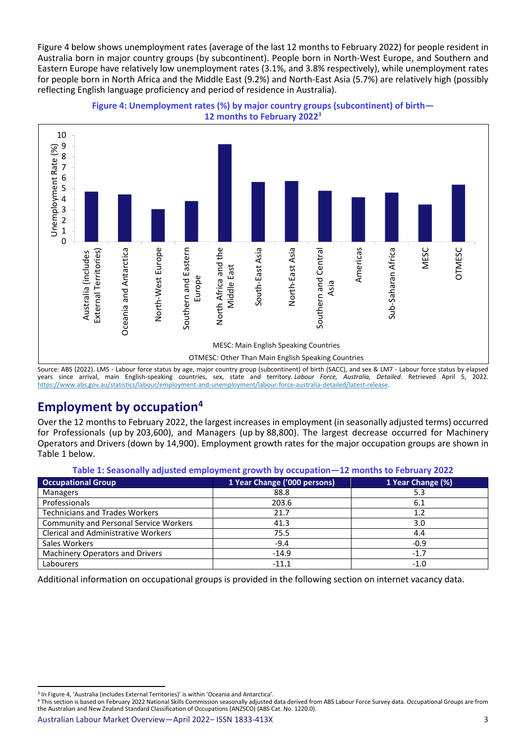Figure 4 below shows unemployment rates (average of the last 12 months to February 2022) for people resident in Australia born in major country groups (by subcontinent). People born in North-West Europe, and Southern and Eastern Europe have relatively low unemployment rates (3.1%, and 3.8% respectively), while unemployment rates for people born in North Africa and the Middle East (9.2%) and North-East Asia (5.7%) are relatively high (possibly reflecting English language proficiency and period of residence in Australia).

**Figure 4: Unemployment rates (%) by major country groups (subcontinent) of birth—12 months to February 2022[3]**

MESC: Main English Speaking Countries

OTMESC: Other Than Main English Speaking Countries

Source: ABS (2022). LM5 - Labour force status by age, major country group (subcontinent) of birth (SACC), and sex & LM7 - Labour force status by elapsed years since arrival, main English-speaking countries, sex, state and territory. *Labour Force, Australia, Detailed*. Retrieved April 5, 2022. https://www.abs.gov.au/statistics/labour/employment-and-unemployment/labour-force-australia-detailed/latest-release.

## Employment by occupation[4]

Over the 12 months to February 2022, the largest increases in employment (in seasonally adjusted terms) occurred for Professionals (up by 203,600), and Managers (up by 88,800). The largest decrease occurred for Machinery Operators and Drivers (down by 14,900). Employment growth rates for the major occupation groups are shown in Table 1 below.

**Table 1: Seasonally adjusted employment growth by occupation—12 months to February 2022**

| Occupational Group | 1 Year Change ('000 persons) | 1 Year Change (%) |
|---|---|---|
| Managers | 88.8 | 5.3 |
| Professionals | 203.6 | 6.1 |
| Technicians and Trades Workers | 21.7 | 1.2 |
| Community and Personal Service Workers | 41.3 | 3.0 |
| Clerical and Administrative Workers | 75.5 | 4.4 |
| Sales Workers | -9.4 | -0.9 |
| Machinery Operators and Drivers | -14.9 | -1.7 |
| Labourers | -11.1 | -1.0 |

Additional information on occupational groups is provided in the following section on internet vacancy data.

[3] In Figure 4, 'Australia (includes External Territories)' is within 'Oceania and Antarctica'.

[4] This section is based on February 2022 National Skills Commission seasonally adjusted data derived from ABS Labour Force Survey data. Occupational Groups are from the Australian and New Zealand Standard Classification of Occupations (ANZSCO) (ABS Cat. No. 1220.0).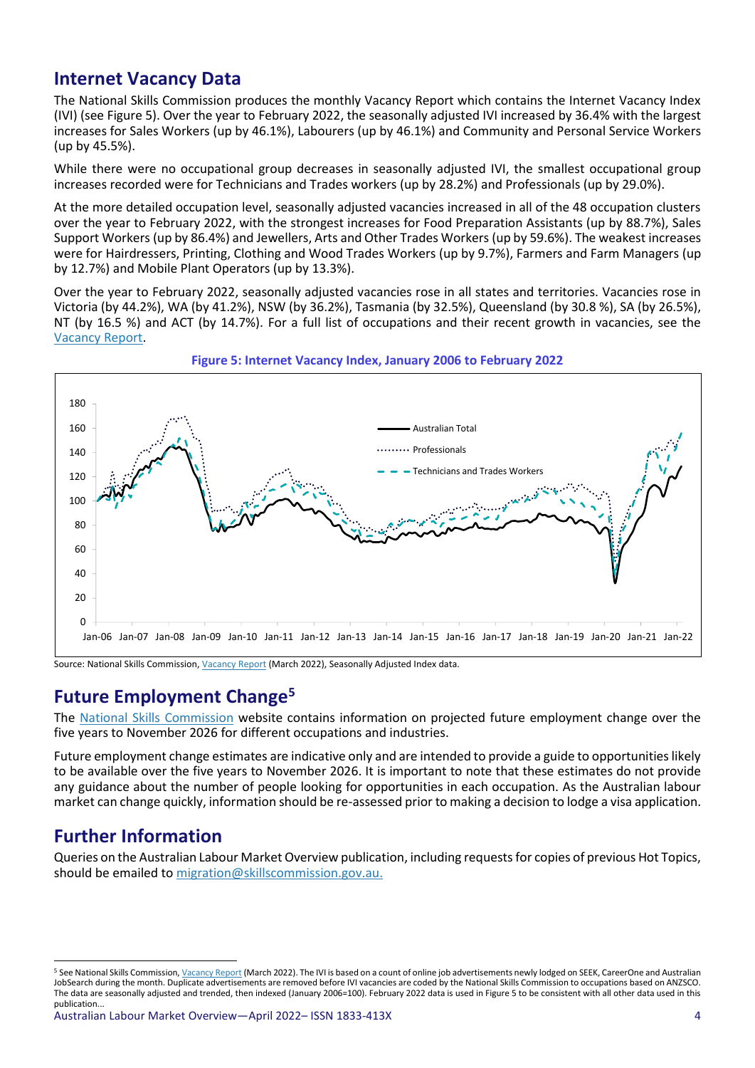## Internet Vacancy Data

The National Skills Commission produces the monthly Vacancy Report which contains the Internet Vacancy Index (IVI) (see Figure 5). Over the year to February 2022, the seasonally adjusted IVI increased by 36.4% with the largest increases for Sales Workers (up by 46.1%), Labourers (up by 46.1%) and Community and Personal Service Workers (up by 45.5%).

While there were no occupational group decreases in seasonally adjusted IVI, the smallest occupational group increases recorded were for Technicians and Trades workers (up by 28.2%) and Professionals (up by 29.0%).

At the more detailed occupation level, seasonally adjusted vacancies increased in all of the 48 occupation clusters over the year to February 2022, with the strongest increases for Food Preparation Assistants (up by 88.7%), Sales Support Workers (up by 86.4%) and Jewellers, Arts and Other Trades Workers (up by 59.6%). The weakest increases were for Hairdressers, Printing, Clothing and Wood Trades Workers (up by 9.7%), Farmers and Farm Managers (up by 12.7%) and Mobile Plant Operators (up by 13.3%).

Over the year to February 2022, seasonally adjusted vacancies rose in all states and territories. Vacancies rose in Victoria (by 44.2%), WA (by 41.2%), NSW (by 36.2%), Tasmania (by 32.5%), Queensland (by 30.8 %), SA (by 26.5%), NT (by 16.5 %) and ACT (by 14.7%). For a full list of occupations and their recent growth in vacancies, see the Vacancy Report.

**Figure 5: Internet Vacancy Index, January 2006 to February 2022**

Source: National Skills Commission, Vacancy Report (March 2022), Seasonally Adjusted Index data.

## Future Employment Change[5]

The National Skills Commission website contains information on projected future employment change over the five years to November 2026 for different occupations and industries.

Future employment change estimates are indicative only and are intended to provide a guide to opportunities likely to be available over the five years to November 2026. It is important to note that these estimates do not provide any guidance about the number of people looking for opportunities in each occupation. As the Australian labour market can change quickly, information should be re-assessed prior to making a decision to lodge a visa application.

## Further Information

Queries on the Australian Labour Market Overview publication, including requests for copies of previous Hot Topics, should be emailed to migration@skillscommission.gov.au.

---

[5] See National Skills Commission, Vacancy Report (March 2022). The IVI is based on a count of online job advertisements newly lodged on SEEK, CareerOne and Australian JobSearch during the month. Duplicate advertisements are removed before IVI vacancies are coded by the National Skills Commission to occupations based on ANZSCO. The data are seasonally adjusted and trended, then indexed (January 2006=100). February 2022 data is used in Figure 5 to be consistent with all other data used in this publication...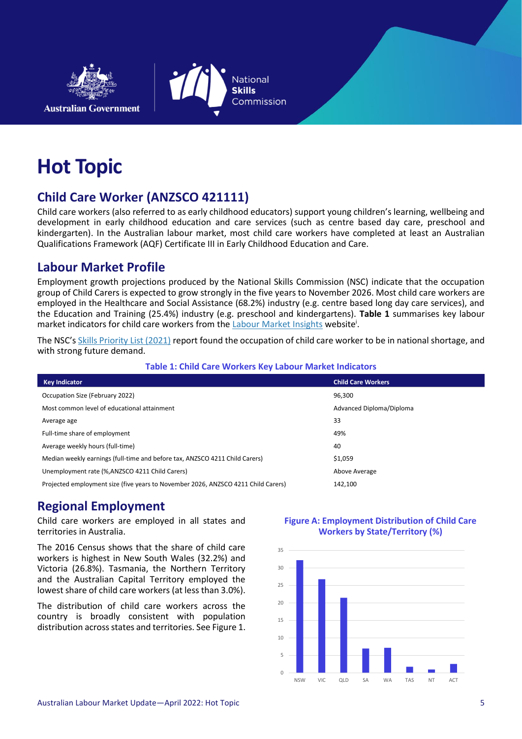# Hot Topic

## Child Care Worker (ANZSCO 421111)

Child care workers (also referred to as early childhood educators) support young children's learning, wellbeing and development in early childhood education and care services (such as centre based day care, preschool and kindergarten). In the Australian labour market, most child care workers have completed at least an Australian Qualifications Framework (AQF) Certificate III in Early Childhood Education and Care.

## Labour Market Profile

Employment growth projections produced by the National Skills Commission (NSC) indicate that the occupation group of Child Carers is expected to grow strongly in the five years to November 2026. Most child care workers are employed in the Healthcare and Social Assistance (68.2%) industry (e.g. centre based long day care services), and the Education and Training (25.4%) industry (e.g. preschool and kindergartens). **Table 1** summarises key labour market indicators for child care workers from the Labour Market Insights website[i].

The NSC's Skills Priority List (2021) report found the occupation of child care worker to be in national shortage, and with strong future demand.

**Table 1: Child Care Workers Key Labour Market Indicators**

| Key Indicator | Child Care Workers |
|---|---|
| Occupation Size (February 2022) | 96,300 |
| Most common level of educational attainment | Advanced Diploma/Diploma |
| Average age | 33 |
| Full-time share of employment | 49% |
| Average weekly hours (full-time) | 40 |
| Median weekly earnings (full-time and before tax, ANZSCO 4211 Child Carers) | $1,059 |
| Unemployment rate (%,ANZSCO 4211 Child Carers) | Above Average |
| Projected employment size (five years to November 2026, ANZSCO 4211 Child Carers) | 142,100 |

## Regional Employment

Child care workers are employed in all states and territories in Australia.

The 2016 Census shows that the share of child care workers is highest in New South Wales (32.2%) and Victoria (26.8%). Tasmania, the Northern Territory and the Australian Capital Territory employed the lowest share of child care workers (at less than 3.0%).

The distribution of child care workers across the country is broadly consistent with population distribution across states and territories. See Figure 1.

**Figure A: Employment Distribution of Child Care Workers by State/Territory (%)**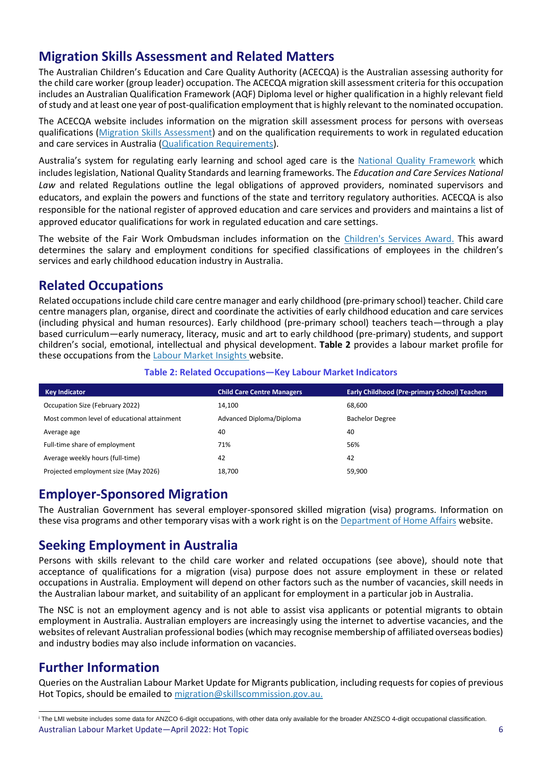## Migration Skills Assessment and Related Matters

The Australian Children's Education and Care Quality Authority (ACECQA) is the Australian assessing authority for the child care worker (group leader) occupation. The ACECQA migration skill assessment criteria for this occupation includes an Australian Qualification Framework (AQF) Diploma level or higher qualification in a highly relevant field of study and at least one year of post-qualification employment that is highly relevant to the nominated occupation.

The ACECQA website includes information on the migration skill assessment process for persons with overseas qualifications (Migration Skills Assessment) and on the qualification requirements to work in regulated education and care services in Australia (Qualification Requirements).

Australia's system for regulating early learning and school aged care is the National Quality Framework which includes legislation, National Quality Standards and learning frameworks. The *Education and Care Services National Law* and related Regulations outline the legal obligations of approved providers, nominated supervisors and educators, and explain the powers and functions of the state and territory regulatory authorities. ACECQA is also responsible for the national register of approved education and care services and providers and maintains a list of approved educator qualifications for work in regulated education and care settings.

The website of the Fair Work Ombudsman includes information on the Children's Services Award. This award determines the salary and employment conditions for specified classifications of employees in the children's services and early childhood education industry in Australia.

## Related Occupations

Related occupations include child care centre manager and early childhood (pre-primary school) teacher. Child care centre managers plan, organise, direct and coordinate the activities of early childhood education and care services (including physical and human resources). Early childhood (pre-primary school) teachers teach—through a play based curriculum—early numeracy, literacy, music and art to early childhood (pre-primary) students, and support children's social, emotional, intellectual and physical development. **Table 2** provides a labour market profile for these occupations from the Labour Market Insights website.

**Table 2: Related Occupations—Key Labour Market Indicators**

| Key Indicator | Child Care Centre Managers | Early Childhood (Pre-primary School) Teachers |
|---|---|---|
| Occupation Size (February 2022) | 14,100 | 68,600 |
| Most common level of educational attainment | Advanced Diploma/Diploma | Bachelor Degree |
| Average age | 40 | 40 |
| Full-time share of employment | 71% | 56% |
| Average weekly hours (full-time) | 42 | 42 |
| Projected employment size (May 2026) | 18,700 | 59,900 |

## Employer-Sponsored Migration

The Australian Government has several employer-sponsored skilled migration (visa) programs. Information on these visa programs and other temporary visas with a work right is on the Department of Home Affairs website.

## Seeking Employment in Australia

Persons with skills relevant to the child care worker and related occupations (see above), should note that acceptance of qualifications for a migration (visa) purpose does not assure employment in these or related occupations in Australia. Employment will depend on other factors such as the number of vacancies, skill needs in the Australian labour market, and suitability of an applicant for employment in a particular job in Australia.

The NSC is not an employment agency and is not able to assist visa applicants or potential migrants to obtain employment in Australia. Australian employers are increasingly using the internet to advertise vacancies, and the websites of relevant Australian professional bodies (which may recognise membership of affiliated overseas bodies) and industry bodies may also include information on vacancies.

## Further Information

Queries on the Australian Labour Market Update for Migrants publication, including requests for copies of previous Hot Topics, should be emailed to migration@skillscommission.gov.au.

---

[i] The LMI website includes some data for ANZCO 6-digit occupations, with other data only available for the broader ANZSCO 4-digit occupational classification.